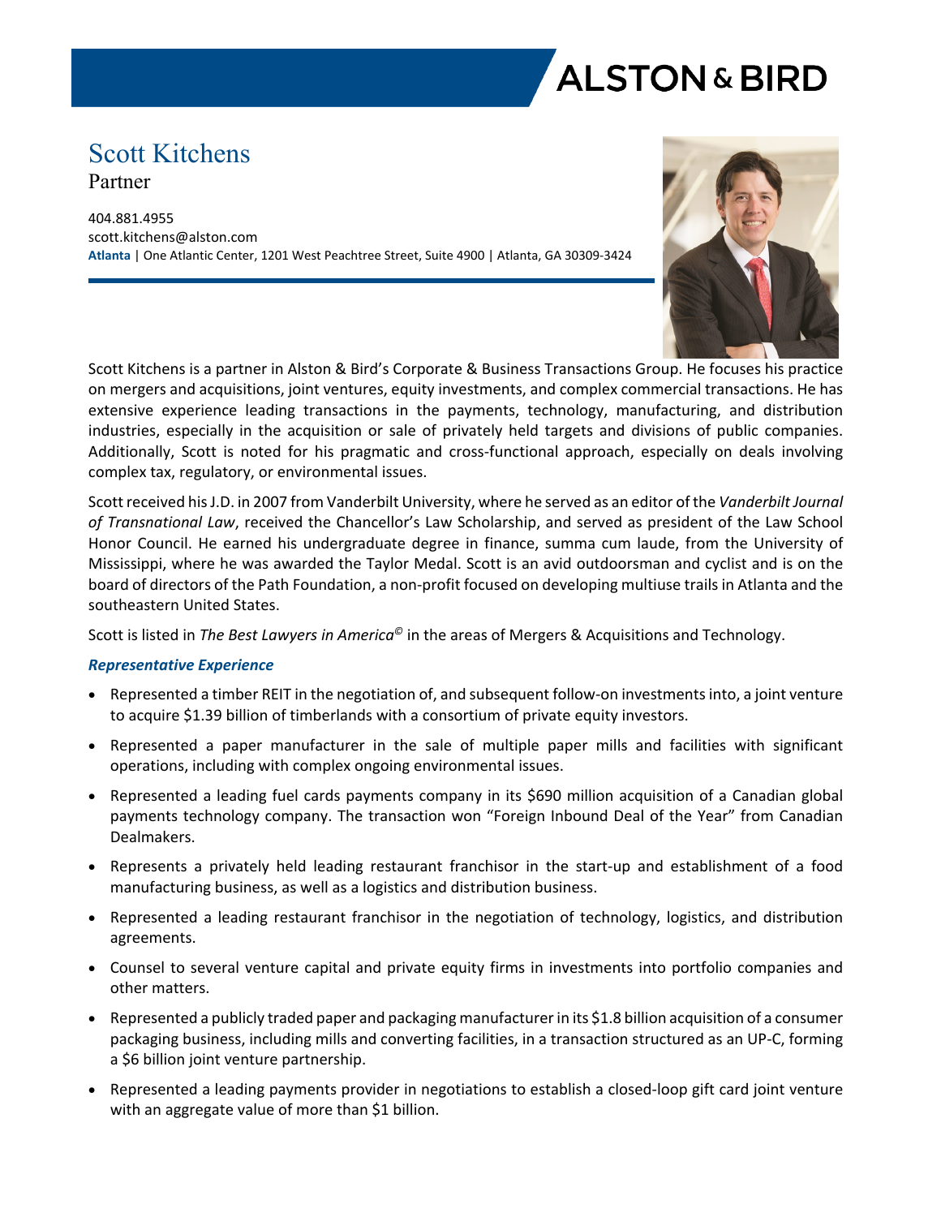# Scott Kitchens

Partner

404.881.4955
scott.kitchens@alston.com
**Atlanta** | One Atlantic Center, 1201 West Peachtree Street, Suite 4900 | Atlanta, GA 30309-3424

Scott Kitchens is a partner in Alston & Bird's Corporate & Business Transactions Group. He focuses his practice on mergers and acquisitions, joint ventures, equity investments, and complex commercial transactions. He has extensive experience leading transactions in the payments, technology, manufacturing, and distribution industries, especially in the acquisition or sale of privately held targets and divisions of public companies. Additionally, Scott is noted for his pragmatic and cross-functional approach, especially on deals involving complex tax, regulatory, or environmental issues.

Scott received his J.D. in 2007 from Vanderbilt University, where he served as an editor of the *Vanderbilt Journal of Transnational Law*, received the Chancellor's Law Scholarship, and served as president of the Law School Honor Council. He earned his undergraduate degree in finance, summa cum laude, from the University of Mississippi, where he was awarded the Taylor Medal. Scott is an avid outdoorsman and cyclist and is on the board of directors of the Path Foundation, a non-profit focused on developing multiuse trails in Atlanta and the southeastern United States.

Scott is listed in *The Best Lawyers in America©* in the areas of Mergers & Acquisitions and Technology.

***Representative Experience***

- Represented a timber REIT in the negotiation of, and subsequent follow-on investments into, a joint venture to acquire $1.39 billion of timberlands with a consortium of private equity investors.
- Represented a paper manufacturer in the sale of multiple paper mills and facilities with significant operations, including with complex ongoing environmental issues.
- Represented a leading fuel cards payments company in its $690 million acquisition of a Canadian global payments technology company. The transaction won "Foreign Inbound Deal of the Year" from Canadian Dealmakers.
- Represents a privately held leading restaurant franchisor in the start-up and establishment of a food manufacturing business, as well as a logistics and distribution business.
- Represented a leading restaurant franchisor in the negotiation of technology, logistics, and distribution agreements.
- Counsel to several venture capital and private equity firms in investments into portfolio companies and other matters.
- Represented a publicly traded paper and packaging manufacturer in its $1.8 billion acquisition of a consumer packaging business, including mills and converting facilities, in a transaction structured as an UP-C, forming a $6 billion joint venture partnership.
- Represented a leading payments provider in negotiations to establish a closed-loop gift card joint venture with an aggregate value of more than $1 billion.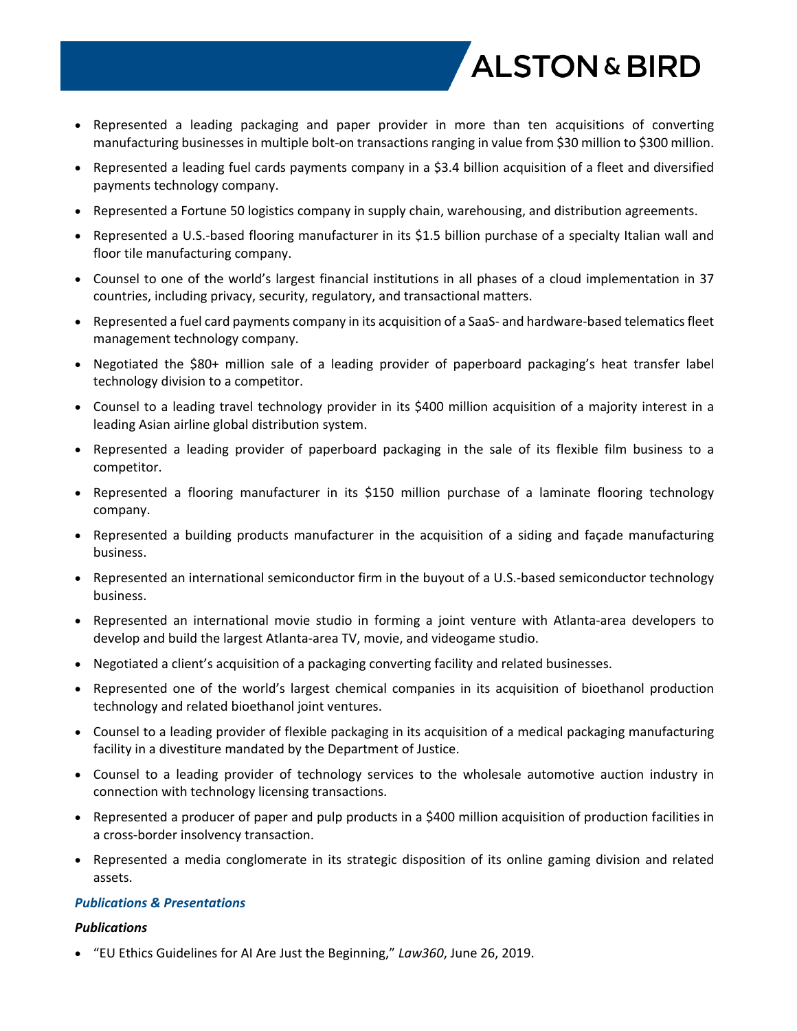- Represented a leading packaging and paper provider in more than ten acquisitions of converting manufacturing businesses in multiple bolt-on transactions ranging in value from $30 million to $300 million.
- Represented a leading fuel cards payments company in a $3.4 billion acquisition of a fleet and diversified payments technology company.
- Represented a Fortune 50 logistics company in supply chain, warehousing, and distribution agreements.
- Represented a U.S.-based flooring manufacturer in its $1.5 billion purchase of a specialty Italian wall and floor tile manufacturing company.
- Counsel to one of the world's largest financial institutions in all phases of a cloud implementation in 37 countries, including privacy, security, regulatory, and transactional matters.
- Represented a fuel card payments company in its acquisition of a SaaS- and hardware-based telematics fleet management technology company.
- Negotiated the $80+ million sale of a leading provider of paperboard packaging's heat transfer label technology division to a competitor.
- Counsel to a leading travel technology provider in its $400 million acquisition of a majority interest in a leading Asian airline global distribution system.
- Represented a leading provider of paperboard packaging in the sale of its flexible film business to a competitor.
- Represented a flooring manufacturer in its $150 million purchase of a laminate flooring technology company.
- Represented a building products manufacturer in the acquisition of a siding and façade manufacturing business.
- Represented an international semiconductor firm in the buyout of a U.S.-based semiconductor technology business.
- Represented an international movie studio in forming a joint venture with Atlanta-area developers to develop and build the largest Atlanta-area TV, movie, and videogame studio.
- Negotiated a client's acquisition of a packaging converting facility and related businesses.
- Represented one of the world's largest chemical companies in its acquisition of bioethanol production technology and related bioethanol joint ventures.
- Counsel to a leading provider of flexible packaging in its acquisition of a medical packaging manufacturing facility in a divestiture mandated by the Department of Justice.
- Counsel to a leading provider of technology services to the wholesale automotive auction industry in connection with technology licensing transactions.
- Represented a producer of paper and pulp products in a $400 million acquisition of production facilities in a cross-border insolvency transaction.
- Represented a media conglomerate in its strategic disposition of its online gaming division and related assets.

### *Publications & Presentations*

#### *Publications*

- "EU Ethics Guidelines for AI Are Just the Beginning," *Law360*, June 26, 2019.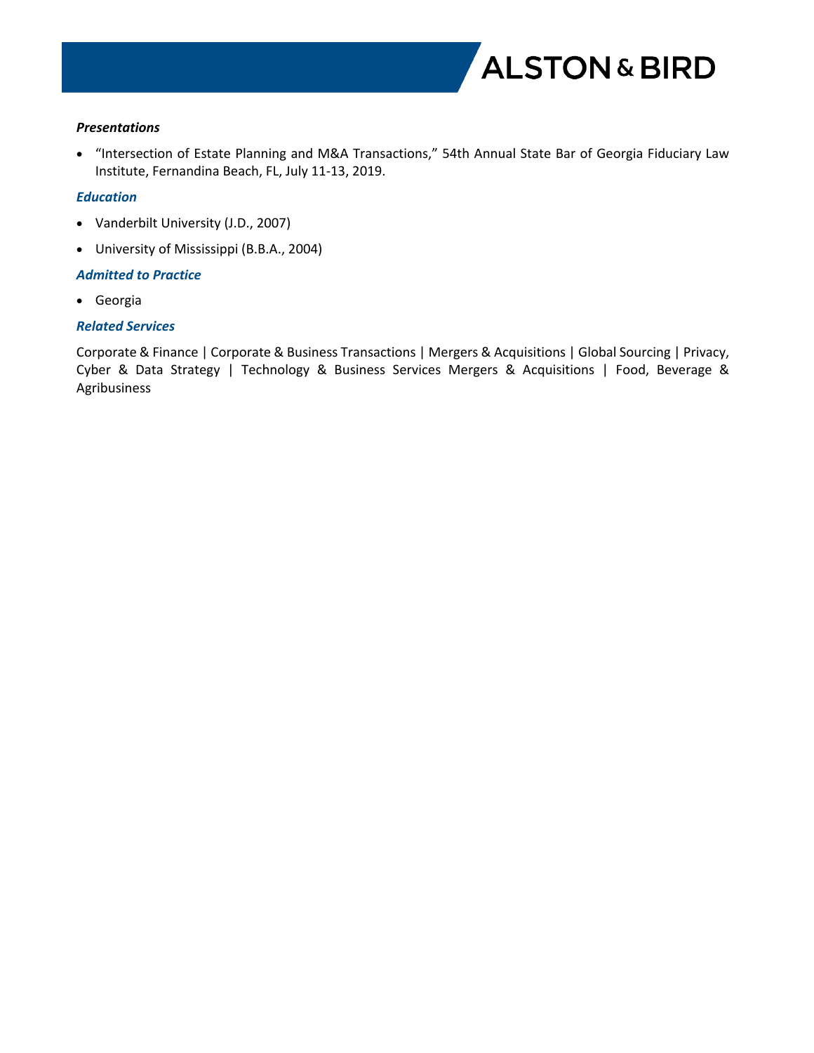***Presentations***

- "Intersection of Estate Planning and M&A Transactions," 54th Annual State Bar of Georgia Fiduciary Law Institute, Fernandina Beach, FL, July 11-13, 2019.

***Education***

- Vanderbilt University (J.D., 2007)
- University of Mississippi (B.B.A., 2004)

***Admitted to Practice***

- Georgia

***Related Services***

Corporate & Finance | Corporate & Business Transactions | Mergers & Acquisitions | Global Sourcing | Privacy, Cyber & Data Strategy | Technology & Business Services Mergers & Acquisitions | Food, Beverage & Agribusiness